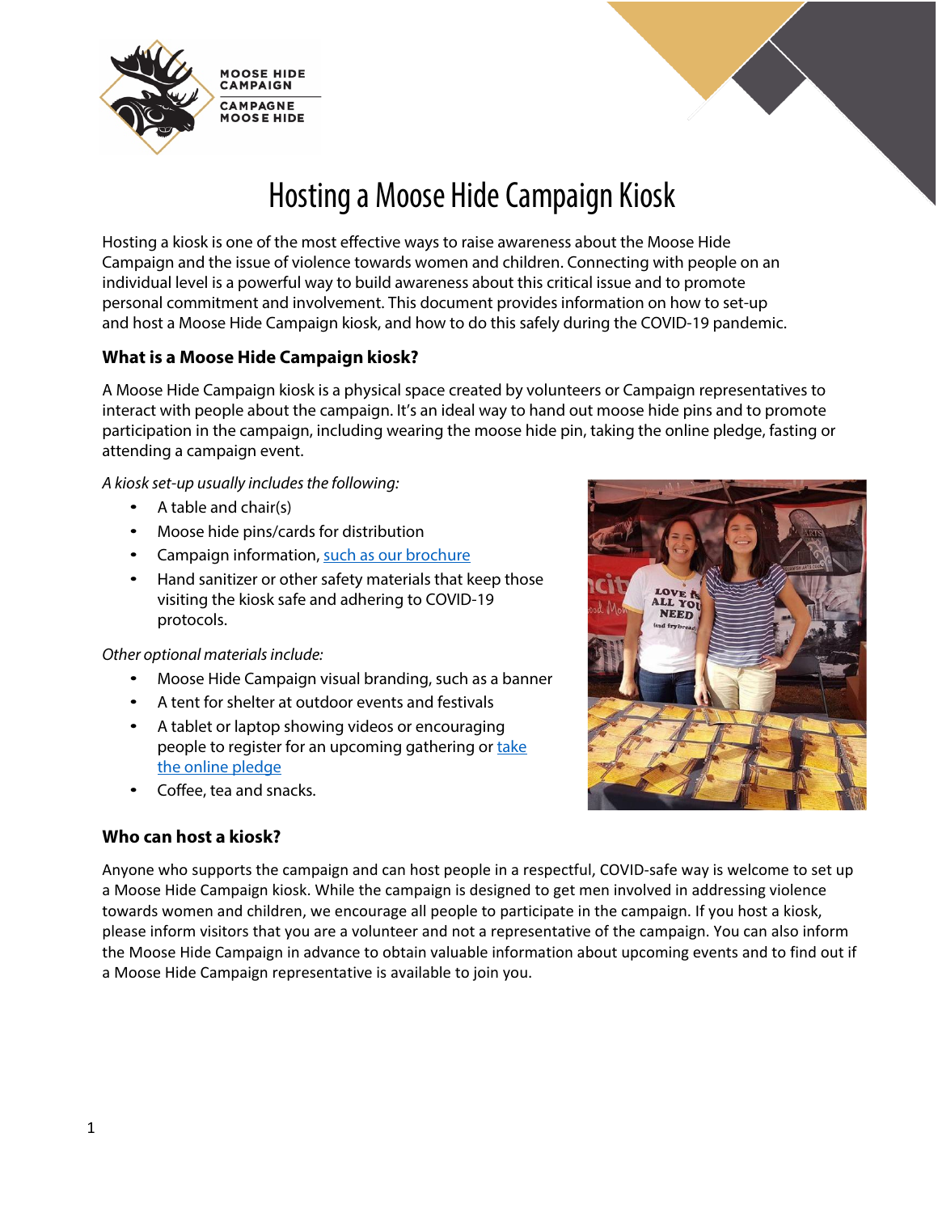# Hosting a Moose Hide Campaign Kiosk

Hosting a kiosk is one of the most effective ways to raise awareness about the Moose Hide Campaign and the issue of violence towards women and children. Connecting with people on an individual level is a powerful way to build awareness about this critical issue and to promote personal commitment and involvement. This document provides information on how to set-up and host a Moose Hide Campaign kiosk, and how to do this safely during the COVID-19 pandemic.

## What is a Moose Hide Campaign kiosk?

A Moose Hide Campaign kiosk is a physical space created by volunteers or Campaign representatives to interact with people about the campaign. It's an ideal way to hand out moose hide pins and to promote participation in the campaign, including wearing the moose hide pin, taking the online pledge, fasting or attending a campaign event.

*A kiosk set-up usually includes the following:*

- A table and chair(s)
- Moose hide pins/cards for distribution
- Campaign information, such as our brochure
- Hand sanitizer or other safety materials that keep those visiting the kiosk safe and adhering to COVID-19 protocols.

*Other optional materials include:*

- Moose Hide Campaign visual branding, such as a banner
- A tent for shelter at outdoor events and festivals
- A tablet or laptop showing videos or encouraging people to register for an upcoming gathering or take the online pledge
- Coffee, tea and snacks.

## Who can host a kiosk?

Anyone who supports the campaign and can host people in a respectful, COVID-safe way is welcome to set up a Moose Hide Campaign kiosk. While the campaign is designed to get men involved in addressing violence towards women and children, we encourage all people to participate in the campaign. If you host a kiosk, please inform visitors that you are a volunteer and not a representative of the campaign. You can also inform the Moose Hide Campaign in advance to obtain valuable information about upcoming events and to find out if a Moose Hide Campaign representative is available to join you.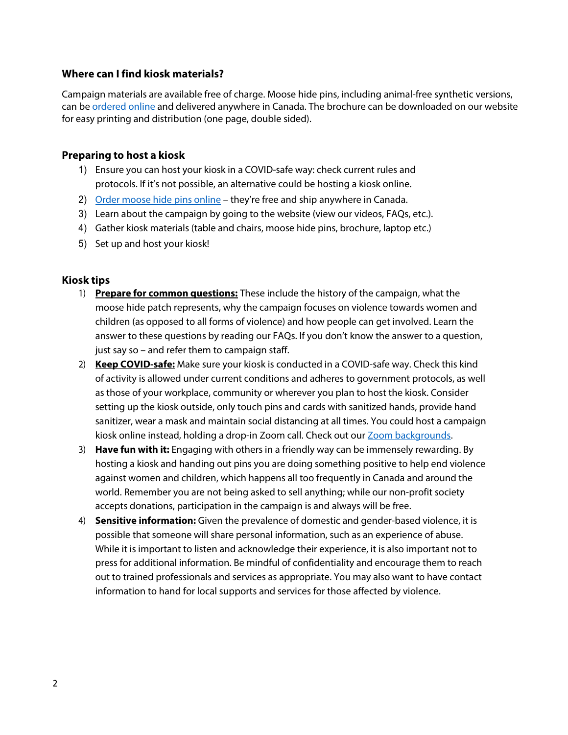### Where can I find kiosk materials?

Campaign materials are available free of charge. Moose hide pins, including animal-free synthetic versions, can be ordered online and delivered anywhere in Canada. The brochure can be downloaded on our website for easy printing and distribution (one page, double sided).

### Preparing to host a kiosk

1) Ensure you can host your kiosk in a COVID-safe way: check current rules and protocols. If it's not possible, an alternative could be hosting a kiosk online.
2) Order moose hide pins online – they're free and ship anywhere in Canada.
3) Learn about the campaign by going to the website (view our videos, FAQs, etc.).
4) Gather kiosk materials (table and chairs, moose hide pins, brochure, laptop etc.)
5) Set up and host your kiosk!

### Kiosk tips

1) **Prepare for common questions:** These include the history of the campaign, what the moose hide patch represents, why the campaign focuses on violence towards women and children (as opposed to all forms of violence) and how people can get involved. Learn the answer to these questions by reading our FAQs. If you don't know the answer to a question, just say so – and refer them to campaign staff.
2) **Keep COVID-safe:** Make sure your kiosk is conducted in a COVID-safe way. Check this kind of activity is allowed under current conditions and adheres to government protocols, as well as those of your workplace, community or wherever you plan to host the kiosk. Consider setting up the kiosk outside, only touch pins and cards with sanitized hands, provide hand sanitizer, wear a mask and maintain social distancing at all times. You could host a campaign kiosk online instead, holding a drop-in Zoom call. Check out our Zoom backgrounds.
3) **Have fun with it:** Engaging with others in a friendly way can be immensely rewarding. By hosting a kiosk and handing out pins you are doing something positive to help end violence against women and children, which happens all too frequently in Canada and around the world. Remember you are not being asked to sell anything; while our non-profit society accepts donations, participation in the campaign is and always will be free.
4) **Sensitive information:** Given the prevalence of domestic and gender-based violence, it is possible that someone will share personal information, such as an experience of abuse. While it is important to listen and acknowledge their experience, it is also important not to press for additional information. Be mindful of confidentiality and encourage them to reach out to trained professionals and services as appropriate. You may also want to have contact information to hand for local supports and services for those affected by violence.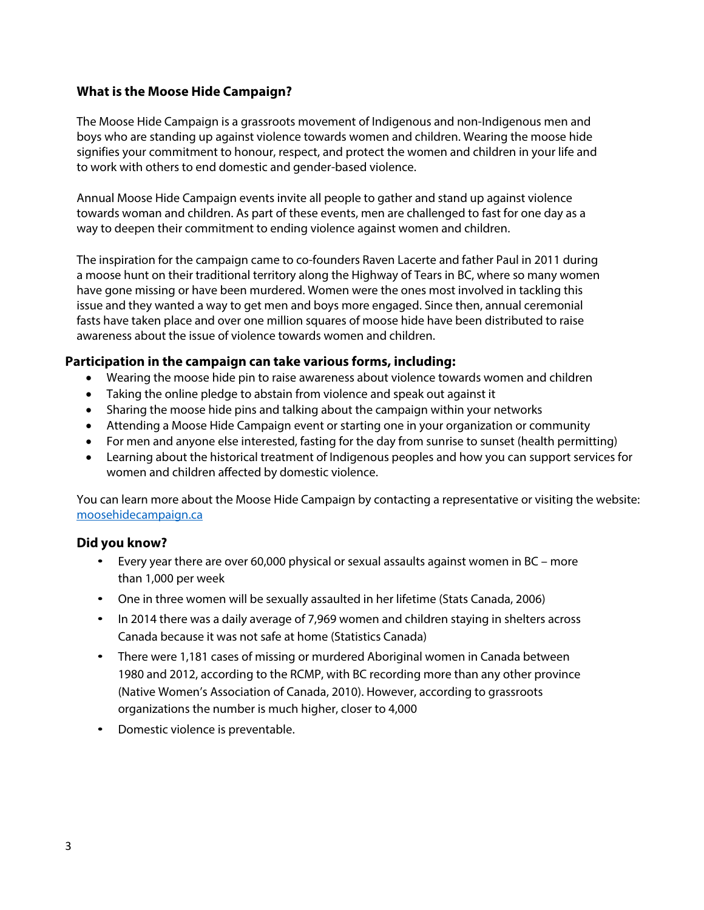## What is the Moose Hide Campaign?

The Moose Hide Campaign is a grassroots movement of Indigenous and non-Indigenous men and boys who are standing up against violence towards women and children. Wearing the moose hide signifies your commitment to honour, respect, and protect the women and children in your life and to work with others to end domestic and gender-based violence.

Annual Moose Hide Campaign events invite all people to gather and stand up against violence towards woman and children. As part of these events, men are challenged to fast for one day as a way to deepen their commitment to ending violence against women and children.

The inspiration for the campaign came to co-founders Raven Lacerte and father Paul in 2011 during a moose hunt on their traditional territory along the Highway of Tears in BC, where so many women have gone missing or have been murdered. Women were the ones most involved in tackling this issue and they wanted a way to get men and boys more engaged. Since then, annual ceremonial fasts have taken place and over one million squares of moose hide have been distributed to raise awareness about the issue of violence towards women and children.

### Participation in the campaign can take various forms, including:

- Wearing the moose hide pin to raise awareness about violence towards women and children
- Taking the online pledge to abstain from violence and speak out against it
- Sharing the moose hide pins and talking about the campaign within your networks
- Attending a Moose Hide Campaign event or starting one in your organization or community
- For men and anyone else interested, fasting for the day from sunrise to sunset (health permitting)
- Learning about the historical treatment of Indigenous peoples and how you can support services for women and children affected by domestic violence.

You can learn more about the Moose Hide Campaign by contacting a representative or visiting the website: [moosehidecampaign.ca](http://moosehidecampaign.ca)

### Did you know?

- Every year there are over 60,000 physical or sexual assaults against women in BC – more than 1,000 per week
- One in three women will be sexually assaulted in her lifetime (Stats Canada, 2006)
- In 2014 there was a daily average of 7,969 women and children staying in shelters across Canada because it was not safe at home (Statistics Canada)
- There were 1,181 cases of missing or murdered Aboriginal women in Canada between 1980 and 2012, according to the RCMP, with BC recording more than any other province (Native Women's Association of Canada, 2010). However, according to grassroots organizations the number is much higher, closer to 4,000
- Domestic violence is preventable.